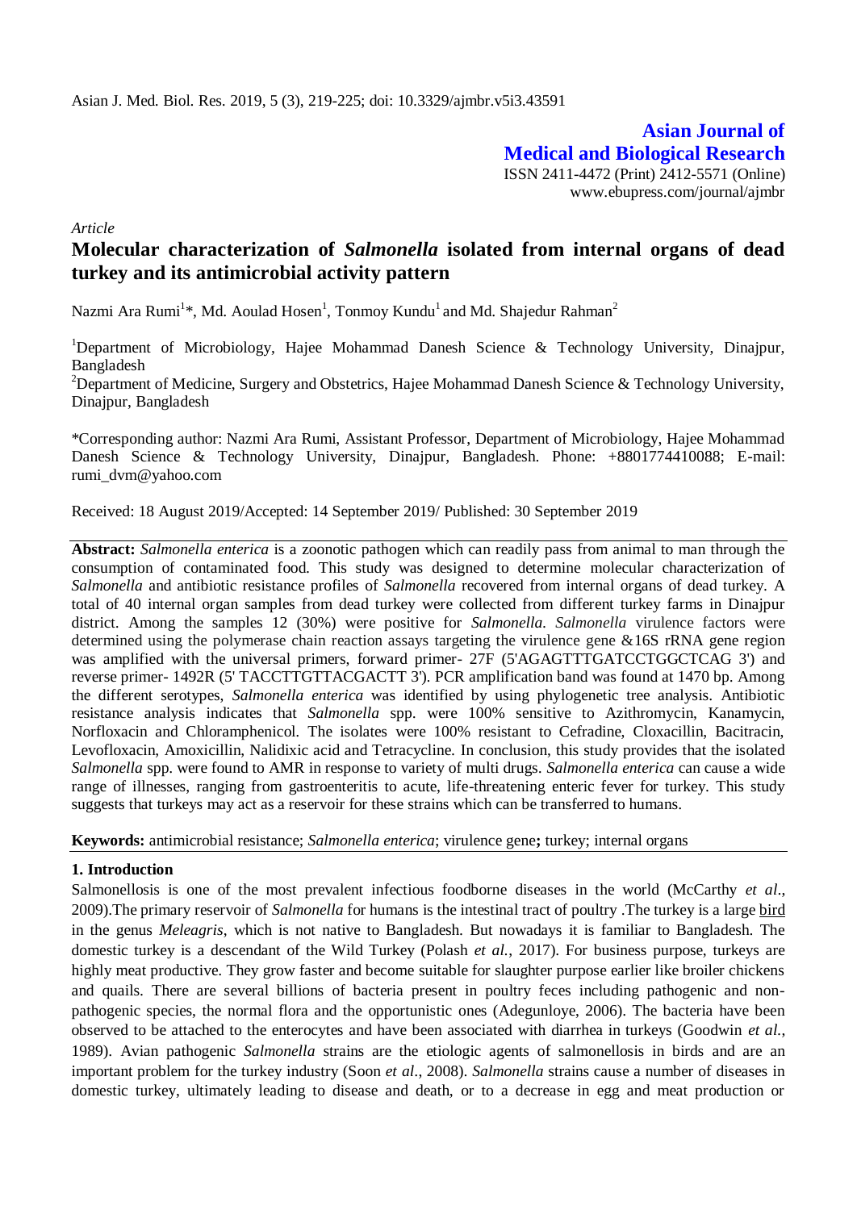Asian J. Med. Biol. Res. 2019, 5 (3), 219-225; doi: 10.3329/ajmbr.v5i3.43591

**Asian Journal of Medical and Biological Research**
ISSN 2411-4472 (Print) 2412-5571 (Online)
www.ebupress.com/journal/ajmbr

*Article*

# Molecular characterization of *Salmonella* isolated from internal organs of dead turkey and its antimicrobial activity pattern

Nazmi Ara Rumi[1]*, Md. Aoulad Hosen[1], Tonmoy Kundu[1] and Md. Shajedur Rahman[2]

[1]Department of Microbiology, Hajee Mohammad Danesh Science & Technology University, Dinajpur, Bangladesh

[2]Department of Medicine, Surgery and Obstetrics, Hajee Mohammad Danesh Science & Technology University, Dinajpur, Bangladesh

*Corresponding author: Nazmi Ara Rumi, Assistant Professor, Department of Microbiology, Hajee Mohammad Danesh Science & Technology University, Dinajpur, Bangladesh. Phone: +8801774410088; E-mail: rumi_dvm@yahoo.com

Received: 18 August 2019/Accepted: 14 September 2019/ Published: 30 September 2019

**Abstract:** *Salmonella enterica* is a zoonotic pathogen which can readily pass from animal to man through the consumption of contaminated food. This study was designed to determine molecular characterization of *Salmonella* and antibiotic resistance profiles of *Salmonella* recovered from internal organs of dead turkey. A total of 40 internal organ samples from dead turkey were collected from different turkey farms in Dinajpur district. Among the samples 12 (30%) were positive for *Salmonella*. *Salmonella* virulence factors were determined using the polymerase chain reaction assays targeting the virulence gene &16S rRNA gene region was amplified with the universal primers, forward primer- 27F (5'AGAGTTTGATCCTGGCTCAG 3') and reverse primer- 1492R (5' TACCTTGTTACGACTT 3'). PCR amplification band was found at 1470 bp. Among the different serotypes, *Salmonella enterica* was identified by using phylogenetic tree analysis. Antibiotic resistance analysis indicates that *Salmonella* spp. were 100% sensitive to Azithromycin, Kanamycin, Norfloxacin and Chloramphenicol. The isolates were 100% resistant to Cefradine, Cloxacillin, Bacitracin, Levofloxacin, Amoxicillin, Nalidixic acid and Tetracycline. In conclusion, this study provides that the isolated *Salmonella* spp. were found to AMR in response to variety of multi drugs. *Salmonella enterica* can cause a wide range of illnesses, ranging from gastroenteritis to acute, life-threatening enteric fever for turkey. This study suggests that turkeys may act as a reservoir for these strains which can be transferred to humans.

**Keywords:** antimicrobial resistance; *Salmonella enterica*; virulence gene**;** turkey; internal organs

## 1. Introduction

Salmonellosis is one of the most prevalent infectious foodborne diseases in the world (McCarthy *et al*., 2009).The primary reservoir of *Salmonella* for humans is the intestinal tract of poultry .The turkey is a large bird in the genus *Meleagris*, which is not native to Bangladesh. But nowadays it is familiar to Bangladesh. The domestic turkey is a descendant of the Wild Turkey (Polash *et al.,* 2017). For business purpose, turkeys are highly meat productive. They grow faster and become suitable for slaughter purpose earlier like broiler chickens and quails. There are several billions of bacteria present in poultry feces including pathogenic and non-pathogenic species, the normal flora and the opportunistic ones (Adegunloye, 2006). The bacteria have been observed to be attached to the enterocytes and have been associated with diarrhea in turkeys (Goodwin *et al.*, 1989). Avian pathogenic *Salmonella* strains are the etiologic agents of salmonellosis in birds and are an important problem for the turkey industry (Soon *et al*., 2008). *Salmonella* strains cause a number of diseases in domestic turkey, ultimately leading to disease and death, or to a decrease in egg and meat production or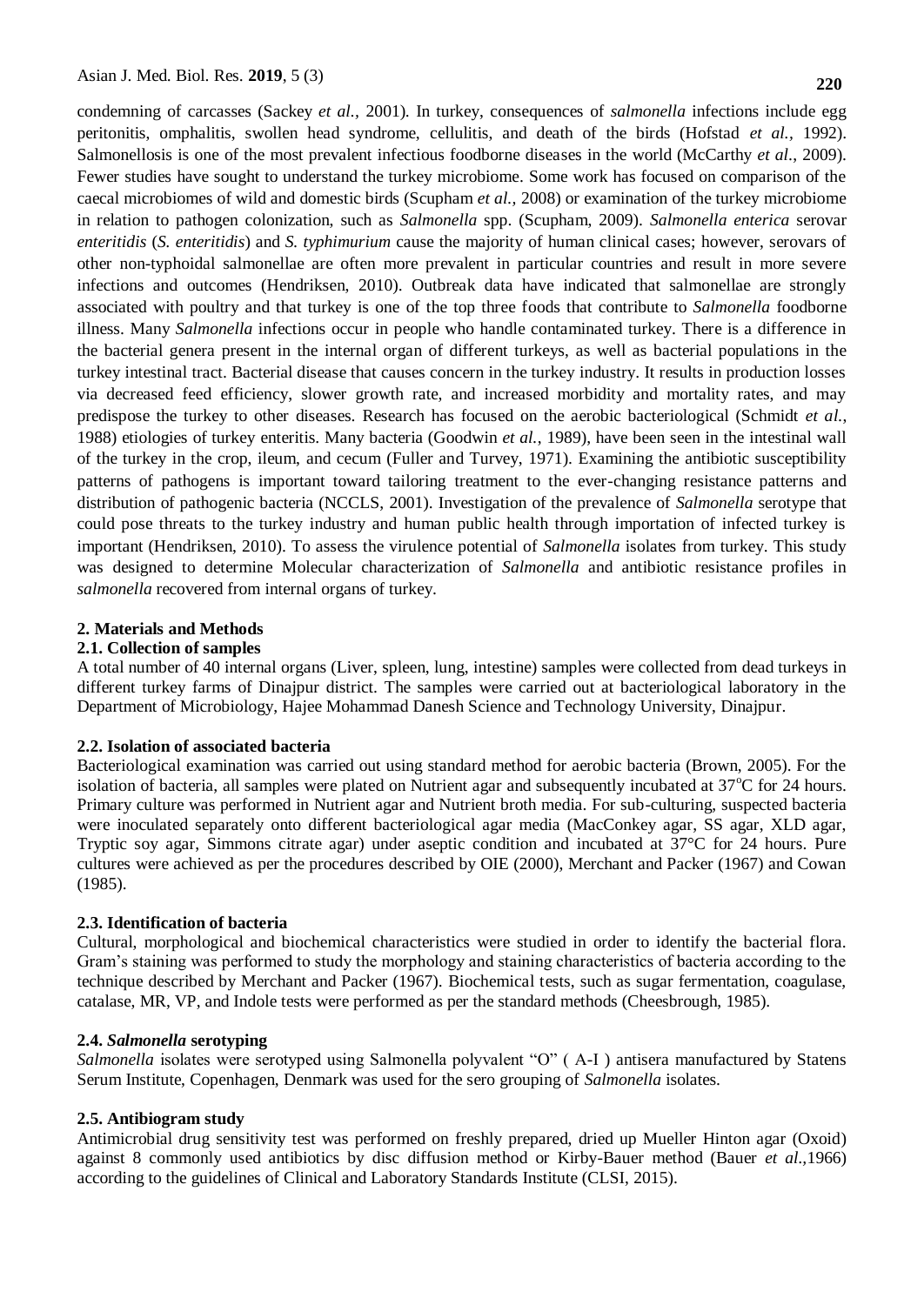condemning of carcasses (Sackey *et al.*, 2001). In turkey, consequences of *salmonella* infections include egg peritonitis, omphalitis, swollen head syndrome, cellulitis, and death of the birds (Hofstad *et al.*, 1992). Salmonellosis is one of the most prevalent infectious foodborne diseases in the world (McCarthy *et al.*, 2009). Fewer studies have sought to understand the turkey microbiome. Some work has focused on comparison of the caecal microbiomes of wild and domestic birds (Scupham *et al.*, 2008) or examination of the turkey microbiome in relation to pathogen colonization, such as *Salmonella* spp. (Scupham, 2009). *Salmonella enterica* serovar *enteritidis* (*S. enteritidis*) and *S. typhimurium* cause the majority of human clinical cases; however, serovars of other non-typhoidal salmonellae are often more prevalent in particular countries and result in more severe infections and outcomes (Hendriksen, 2010). Outbreak data have indicated that salmonellae are strongly associated with poultry and that turkey is one of the top three foods that contribute to *Salmonella* foodborne illness. Many *Salmonella* infections occur in people who handle contaminated turkey. There is a difference in the bacterial genera present in the internal organ of different turkeys, as well as bacterial populations in the turkey intestinal tract. Bacterial disease that causes concern in the turkey industry. It results in production losses via decreased feed efficiency, slower growth rate, and increased morbidity and mortality rates, and may predispose the turkey to other diseases. Research has focused on the aerobic bacteriological (Schmidt *et al.*, 1988) etiologies of turkey enteritis. Many bacteria (Goodwin *et al.*, 1989), have been seen in the intestinal wall of the turkey in the crop, ileum, and cecum (Fuller and Turvey, 1971). Examining the antibiotic susceptibility patterns of pathogens is important toward tailoring treatment to the ever-changing resistance patterns and distribution of pathogenic bacteria (NCCLS, 2001). Investigation of the prevalence of *Salmonella* serotype that could pose threats to the turkey industry and human public health through importation of infected turkey is important (Hendriksen, 2010). To assess the virulence potential of *Salmonella* isolates from turkey. This study was designed to determine Molecular characterization of *Salmonella* and antibiotic resistance profiles in *salmonella* recovered from internal organs of turkey.

## 2. Materials and Methods

### 2.1. Collection of samples

A total number of 40 internal organs (Liver, spleen, lung, intestine) samples were collected from dead turkeys in different turkey farms of Dinajpur district. The samples were carried out at bacteriological laboratory in the Department of Microbiology, Hajee Mohammad Danesh Science and Technology University, Dinajpur.

### 2.2. Isolation of associated bacteria

Bacteriological examination was carried out using standard method for aerobic bacteria (Brown, 2005). For the isolation of bacteria, all samples were plated on Nutrient agar and subsequently incubated at 37°C for 24 hours. Primary culture was performed in Nutrient agar and Nutrient broth media. For sub-culturing, suspected bacteria were inoculated separately onto different bacteriological agar media (MacConkey agar, SS agar, XLD agar, Tryptic soy agar, Simmons citrate agar) under aseptic condition and incubated at 37°C for 24 hours. Pure cultures were achieved as per the procedures described by OIE (2000), Merchant and Packer (1967) and Cowan (1985).

### 2.3. Identification of bacteria

Cultural, morphological and biochemical characteristics were studied in order to identify the bacterial flora. Gram's staining was performed to study the morphology and staining characteristics of bacteria according to the technique described by Merchant and Packer (1967). Biochemical tests, such as sugar fermentation, coagulase, catalase, MR, VP, and Indole tests were performed as per the standard methods (Cheesbrough, 1985).

### 2.4. *Salmonella* serotyping

*Salmonella* isolates were serotyped using Salmonella polyvalent "O" ( A-I ) antisera manufactured by Statens Serum Institute, Copenhagen, Denmark was used for the sero grouping of *Salmonella* isolates.

### 2.5. Antibiogram study

Antimicrobial drug sensitivity test was performed on freshly prepared, dried up Mueller Hinton agar (Oxoid) against 8 commonly used antibiotics by disc diffusion method or Kirby-Bauer method (Bauer *et al.*,1966) according to the guidelines of Clinical and Laboratory Standards Institute (CLSI, 2015).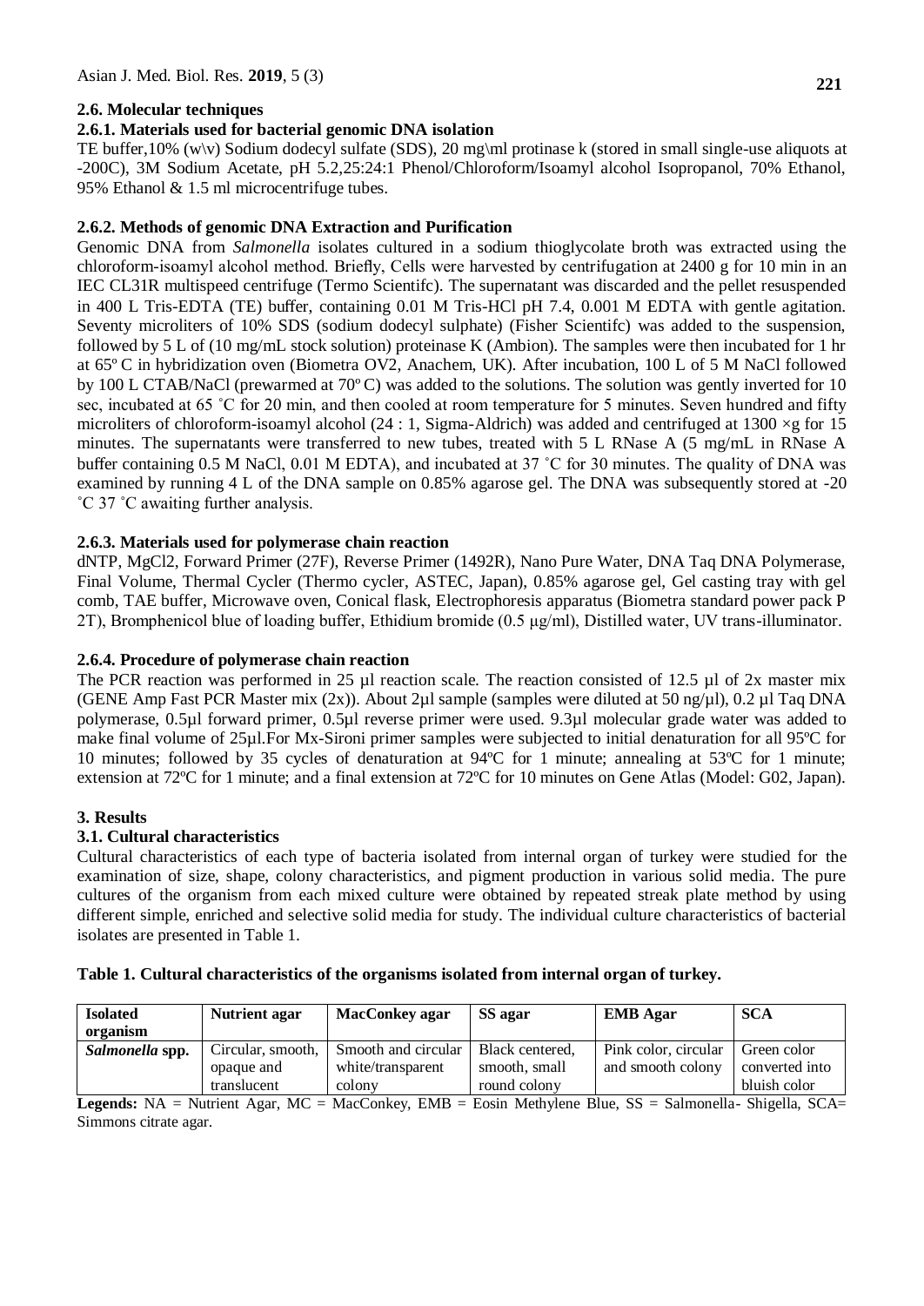### 2.6. Molecular techniques

#### 2.6.1. Materials used for bacterial genomic DNA isolation

TE buffer,10% (w\v) Sodium dodecyl sulfate (SDS), 20 mg\ml protinase k (stored in small single-use aliquots at -200C), 3M Sodium Acetate, pH 5.2,25:24:1 Phenol/Chloroform/Isoamyl alcohol Isopropanol, 70% Ethanol, 95% Ethanol & 1.5 ml microcentrifuge tubes.

#### 2.6.2. Methods of genomic DNA Extraction and Purification

Genomic DNA from *Salmonella* isolates cultured in a sodium thioglycolate broth was extracted using the chloroform-isoamyl alcohol method. Briefly, Cells were harvested by centrifugation at 2400 g for 10 min in an IEC CL31R multispeed centrifuge (Termo Scientifc). The supernatant was discarded and the pellet resuspended in 400 L Tris-EDTA (TE) buffer, containing 0.01 M Tris-HCl pH 7.4, 0.001 M EDTA with gentle agitation. Seventy microliters of 10% SDS (sodium dodecyl sulphate) (Fisher Scientifc) was added to the suspension, followed by 5 L of (10 mg/mL stock solution) proteinase K (Ambion). The samples were then incubated for 1 hr at 65º C in hybridization oven (Biometra OV2, Anachem, UK). After incubation, 100 L of 5 M NaCl followed by 100 L CTAB/NaCl (prewarmed at 70º C) was added to the solutions. The solution was gently inverted for 10 sec, incubated at 65 ˚C for 20 min, and then cooled at room temperature for 5 minutes. Seven hundred and fifty microliters of chloroform-isoamyl alcohol (24 : 1, Sigma-Aldrich) was added and centrifuged at 1300 ×g for 15 minutes. The supernatants were transferred to new tubes, treated with 5 L RNase A (5 mg/mL in RNase A buffer containing 0.5 M NaCl, 0.01 M EDTA), and incubated at 37 ˚C for 30 minutes. The quality of DNA was examined by running 4 L of the DNA sample on 0.85% agarose gel. The DNA was subsequently stored at -20 ˚C 37 ˚C awaiting further analysis.

#### 2.6.3. Materials used for polymerase chain reaction

dNTP, $MgCl_2$, Forward Primer (27F), Reverse Primer (1492R), Nano Pure Water, DNA Taq DNA Polymerase, Final Volume, Thermal Cycler (Thermo cycler, ASTEC, Japan), 0.85% agarose gel, Gel casting tray with gel comb, TAE buffer, Microwave oven, Conical flask, Electrophoresis apparatus (Biometra standard power pack P 2T), Bromphenicol blue of loading buffer, Ethidium bromide (0.5 μg/ml), Distilled water, UV trans-illuminator.

#### 2.6.4. Procedure of polymerase chain reaction

The PCR reaction was performed in 25 µl reaction scale. The reaction consisted of 12.5 µl of 2x master mix (GENE Amp Fast PCR Master mix (2x)). About 2µl sample (samples were diluted at 50 ng/µl), 0.2 µl Taq DNA polymerase, 0.5µl forward primer, 0.5µl reverse primer were used. 9.3µl molecular grade water was added to make final volume of 25µl.For Mx-Sironi primer samples were subjected to initial denaturation for all 95ºC for 10 minutes; followed by 35 cycles of denaturation at 94ºC for 1 minute; annealing at 53ºC for 1 minute; extension at 72ºC for 1 minute; and a final extension at 72ºC for 10 minutes on Gene Atlas (Model: G02, Japan).

## 3. Results

### 3.1. Cultural characteristics

Cultural characteristics of each type of bacteria isolated from internal organ of turkey were studied for the examination of size, shape, colony characteristics, and pigment production in various solid media. The pure cultures of the organism from each mixed culture were obtained by repeated streak plate method by using different simple, enriched and selective solid media for study. The individual culture characteristics of bacterial isolates are presented in Table 1.

**Table 1. Cultural characteristics of the organisms isolated from internal organ of turkey.**

| Isolated organism | Nutrient agar | MacConkey agar | SS agar | EMB Agar | SCA |
|---|---|---|---|---|---|
| *Salmonella* spp. | Circular, smooth, opaque and translucent | Smooth and circular white/transparent colony | Black centered, smooth, small round colony | Pink color, circular and smooth colony | Green color converted into bluish color |

**Legends:** NA = Nutrient Agar, MC = MacConkey, EMB = Eosin Methylene Blue, SS = Salmonella- Shigella, SCA= Simmons citrate agar.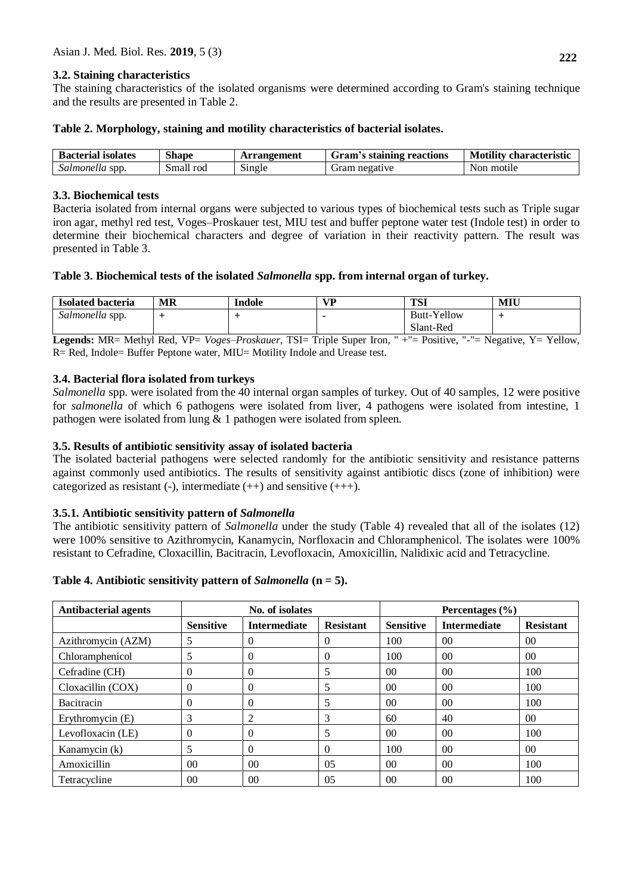### 3.2. Staining characteristics

The staining characteristics of the isolated organisms were determined according to Gram's staining technique and the results are presented in Table 2.

**Table 2. Morphology, staining and motility characteristics of bacterial isolates.**

| Bacterial isolates | Shape | Arrangement | Gram's staining reactions | Motility characteristic |
|---|---|---|---|---|
| *Salmonella* spp. | Small rod | Single | Gram negative | Non motile |

### 3.3. Biochemical tests

Bacteria isolated from internal organs were subjected to various types of biochemical tests such as Triple sugar iron agar, methyl red test, Voges–Proskauer test, MIU test and buffer peptone water test (Indole test) in order to determine their biochemical characters and degree of variation in their reactivity pattern. The result was presented in Table 3.

**Table 3. Biochemical tests of the isolated *Salmonella* spp. from internal organ of turkey.**

| Isolated bacteria | MR | Indole | VP | TSI | MIU |
|---|---|---|---|---|---|
| *Salmonella* spp. | + | + | - | Butt-Yellow Slant-Red | + |

**Legends:** MR= Methyl Red, VP= *Voges–Proskauer*, TSI= Triple Super Iron, " +"= Positive, "-"= Negative, Y= Yellow, R= Red, Indole= Buffer Peptone water, MIU= Motility Indole and Urease test.

### 3.4. Bacterial flora isolated from turkeys

*Salmonella* spp. were isolated from the 40 internal organ samples of turkey. Out of 40 samples, 12 were positive for *salmonella* of which 6 pathogens were isolated from liver, 4 pathogens were isolated from intestine, 1 pathogen were isolated from lung & 1 pathogen were isolated from spleen.

### 3.5. Results of antibiotic sensitivity assay of isolated bacteria

The isolated bacterial pathogens were selected randomly for the antibiotic sensitivity and resistance patterns against commonly used antibiotics. The results of sensitivity against antibiotic discs (zone of inhibition) were categorized as resistant (-), intermediate (++) and sensitive (+++).

#### 3.5.1. Antibiotic sensitivity pattern of *Salmonella*

The antibiotic sensitivity pattern of *Salmonella* under the study (Table 4) revealed that all of the isolates (12) were 100% sensitive to Azithromycin, Kanamycin, Norfloxacin and Chloramphenicol. The isolates were 100% resistant to Cefradine, Cloxacillin, Bacitracin, Levofloxacin, Amoxicillin, Nalidixic acid and Tetracycline.

**Table 4. Antibiotic sensitivity pattern of *Salmonella* (n = 5).**

| Antibacterial agents | No. of isolates | | | Percentages (%) | | |
|---|---|---|---|---|---|---|
| | Sensitive | Intermediate | Resistant | Sensitive | Intermediate | Resistant |
| Azithromycin (AZM) | 5 | 0 | 0 | 100 | 00 | 00 |
| Chloramphenicol | 5 | 0 | 0 | 100 | 00 | 00 |
| Cefradine (CH) | 0 | 0 | 5 | 00 | 00 | 100 |
| Cloxacillin (COX) | 0 | 0 | 5 | 00 | 00 | 100 |
| Bacitracin | 0 | 0 | 5 | 00 | 00 | 100 |
| Erythromycin (E) | 3 | 2 | 3 | 60 | 40 | 00 |
| Levofloxacin (LE) | 0 | 0 | 5 | 00 | 00 | 100 |
| Kanamycin (k) | 5 | 0 | 0 | 100 | 00 | 00 |
| Amoxicillin | 00 | 00 | 05 | 00 | 00 | 100 |
| Tetracycline | 00 | 00 | 05 | 00 | 00 | 100 |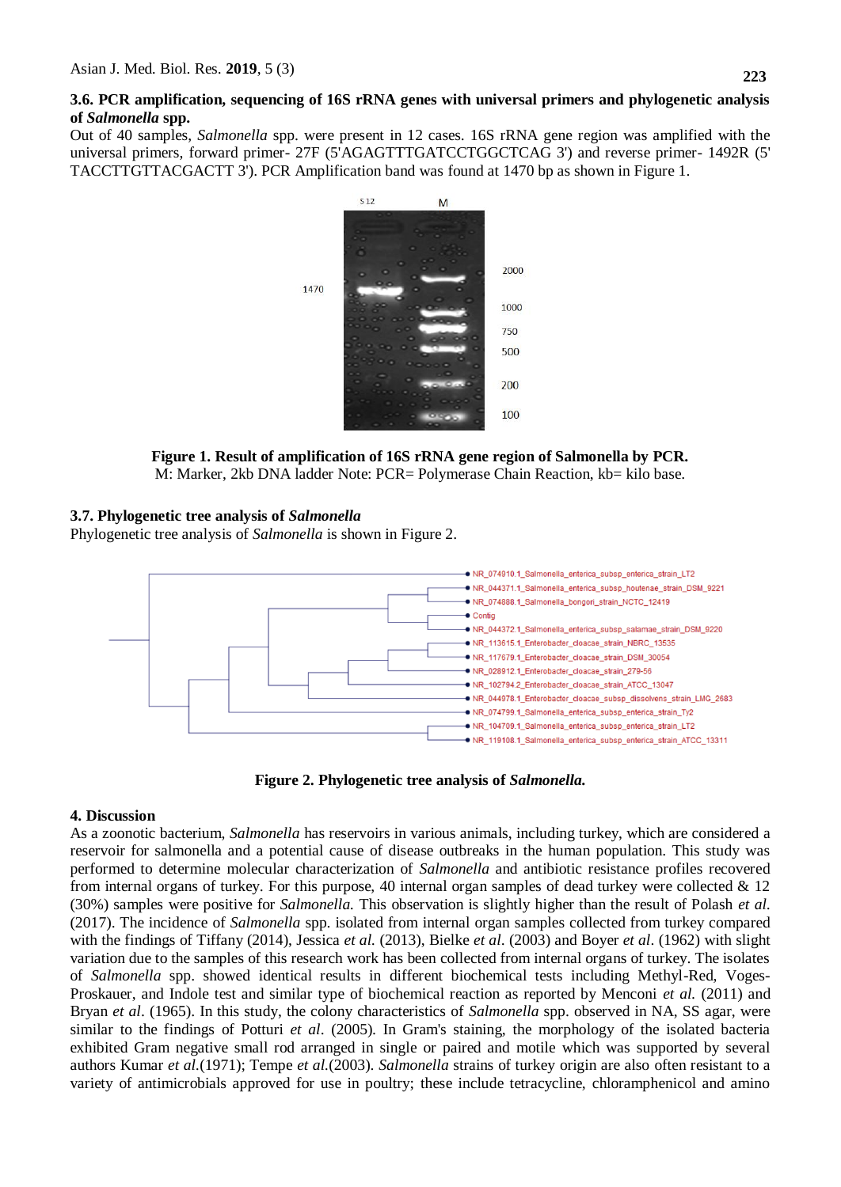### 3.6. PCR amplification, sequencing of 16S rRNA genes with universal primers and phylogenetic analysis of *Salmonella* spp.

Out of 40 samples, *Salmonella* spp. were present in 12 cases. 16S rRNA gene region was amplified with the universal primers, forward primer- 27F (5'AGAGTTTGATCCTGGCTCAG 3') and reverse primer- 1492R (5' TACCTTGTTACGACTT 3'). PCR Amplification band was found at 1470 bp as shown in Figure 1.

**Figure 1. Result of amplification of 16S rRNA gene region of Salmonella by PCR.**
M: Marker, 2kb DNA ladder Note: PCR= Polymerase Chain Reaction, kb= kilo base.

### 3.7. Phylogenetic tree analysis of *Salmonella*

Phylogenetic tree analysis of *Salmonella* is shown in Figure 2.

**Figure 2. Phylogenetic tree analysis of *Salmonella*.**

## 4. Discussion

As a zoonotic bacterium, *Salmonella* has reservoirs in various animals, including turkey, which are considered a reservoir for salmonella and a potential cause of disease outbreaks in the human population. This study was performed to determine molecular characterization of *Salmonella* and antibiotic resistance profiles recovered from internal organs of turkey. For this purpose, 40 internal organ samples of dead turkey were collected & 12 (30%) samples were positive for *Salmonella.* This observation is slightly higher than the result of Polash *et al.* (2017). The incidence of *Salmonella* spp. isolated from internal organ samples collected from turkey compared with the findings of Tiffany (2014), Jessica *et al.* (2013), Bielke *et al.* (2003) and Boyer *et al*. (1962) with slight variation due to the samples of this research work has been collected from internal organs of turkey. The isolates of *Salmonella* spp. showed identical results in different biochemical tests including Methyl-Red, Voges-Proskauer, and Indole test and similar type of biochemical reaction as reported by Menconi *et al.* (2011) and Bryan *et al*. (1965). In this study, the colony characteristics of *Salmonella* spp. observed in NA, SS agar, were similar to the findings of Potturi *et al*. (2005). In Gram's staining, the morphology of the isolated bacteria exhibited Gram negative small rod arranged in single or paired and motile which was supported by several authors Kumar *et al*.(1971); Tempe *et al.*(2003). *Salmonella* strains of turkey origin are also often resistant to a variety of antimicrobials approved for use in poultry; these include tetracycline, chloramphenicol and amino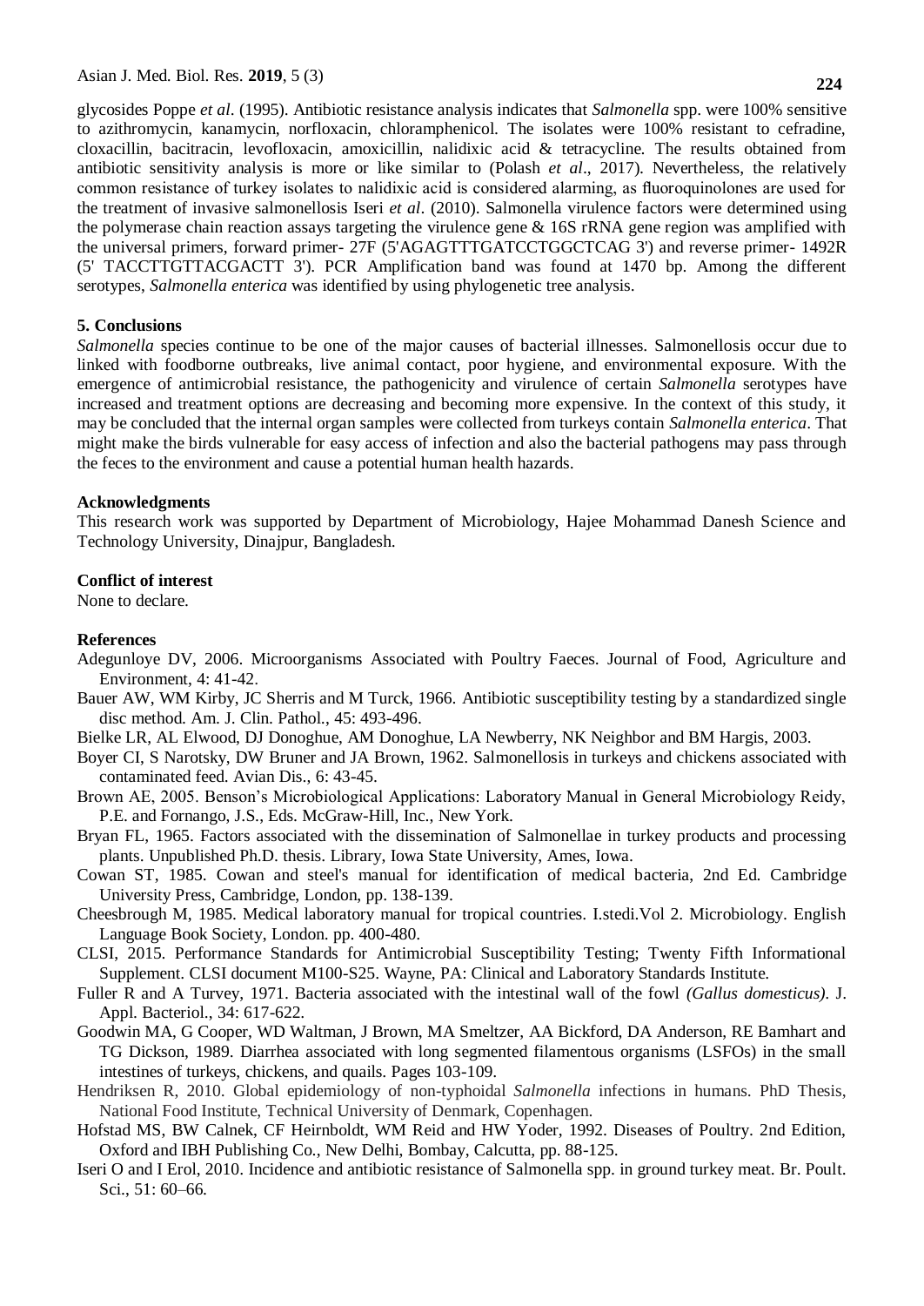glycosides Poppe *et al*. (1995). Antibiotic resistance analysis indicates that *Salmonella* spp. were 100% sensitive to azithromycin, kanamycin, norfloxacin, chloramphenicol. The isolates were 100% resistant to cefradine, cloxacillin, bacitracin, levofloxacin, amoxicillin, nalidixic acid & tetracycline. The results obtained from antibiotic sensitivity analysis is more or like similar to (Polash *et al*., 2017). Nevertheless, the relatively common resistance of turkey isolates to nalidixic acid is considered alarming, as fluoroquinolones are used for the treatment of invasive salmonellosis Iseri *et al*. (2010). Salmonella virulence factors were determined using the polymerase chain reaction assays targeting the virulence gene & 16S rRNA gene region was amplified with the universal primers, forward primer- 27F (5'AGAGTTTGATCCTGGCTCAG 3') and reverse primer- 1492R (5' TACCTTGTTACGACTT 3'). PCR Amplification band was found at 1470 bp. Among the different serotypes, *Salmonella enterica* was identified by using phylogenetic tree analysis.

## 5. Conclusions

*Salmonella* species continue to be one of the major causes of bacterial illnesses. Salmonellosis occur due to linked with foodborne outbreaks, live animal contact, poor hygiene, and environmental exposure. With the emergence of antimicrobial resistance, the pathogenicity and virulence of certain *Salmonella* serotypes have increased and treatment options are decreasing and becoming more expensive. In the context of this study, it may be concluded that the internal organ samples were collected from turkeys contain *Salmonella enterica*. That might make the birds vulnerable for easy access of infection and also the bacterial pathogens may pass through the feces to the environment and cause a potential human health hazards.

## Acknowledgments

This research work was supported by Department of Microbiology, Hajee Mohammad Danesh Science and Technology University, Dinajpur, Bangladesh.

## Conflict of interest

None to declare.

## References

Adegunloye DV, 2006. Microorganisms Associated with Poultry Faeces. Journal of Food, Agriculture and Environment, 4: 41-42.

Bauer AW, WM Kirby, JC Sherris and M Turck, 1966. Antibiotic susceptibility testing by a standardized single disc method. Am. J. Clin. Pathol., 45: 493-496.

Bielke LR, AL Elwood, DJ Donoghue, AM Donoghue, LA Newberry, NK Neighbor and BM Hargis, 2003.

Boyer CI, S Narotsky, DW Bruner and JA Brown, 1962. Salmonellosis in turkeys and chickens associated with contaminated feed. Avian Dis., 6: 43-45.

Brown AE, 2005. Benson's Microbiological Applications: Laboratory Manual in General Microbiology Reidy, P.E. and Fornango, J.S., Eds. McGraw-Hill, Inc., New York.

Bryan FL, 1965. Factors associated with the dissemination of Salmonellae in turkey products and processing plants. Unpublished Ph.D. thesis. Library, Iowa State University, Ames, Iowa.

Cowan ST, 1985. Cowan and steel's manual for identification of medical bacteria, 2nd Ed. Cambridge University Press, Cambridge, London, pp. 138-139.

Cheesbrough M, 1985. Medical laboratory manual for tropical countries. I.stedi.Vol 2. Microbiology. English Language Book Society, London. pp. 400-480.

CLSI, 2015. Performance Standards for Antimicrobial Susceptibility Testing; Twenty Fifth Informational Supplement. CLSI document M100-S25. Wayne, PA: Clinical and Laboratory Standards Institute.

Fuller R and A Turvey, 1971. Bacteria associated with the intestinal wall of the fowl *(Gallus domesticus)*. J. Appl. Bacteriol., 34: 617-622.

Goodwin MA, G Cooper, WD Waltman, J Brown, MA Smeltzer, AA Bickford, DA Anderson, RE Bamhart and TG Dickson, 1989. Diarrhea associated with long segmented filamentous organisms (LSFOs) in the small intestines of turkeys, chickens, and quails. Pages 103-109.

Hendriksen R, 2010. Global epidemiology of non-typhoidal *Salmonella* infections in humans. PhD Thesis, National Food Institute, Technical University of Denmark, Copenhagen.

Hofstad MS, BW Calnek, CF Heirnboldt, WM Reid and HW Yoder, 1992. Diseases of Poultry. 2nd Edition, Oxford and IBH Publishing Co., New Delhi, Bombay, Calcutta, pp. 88-125.

Iseri O and I Erol, 2010. Incidence and antibiotic resistance of Salmonella spp. in ground turkey meat. Br. Poult. Sci., 51: 60–66.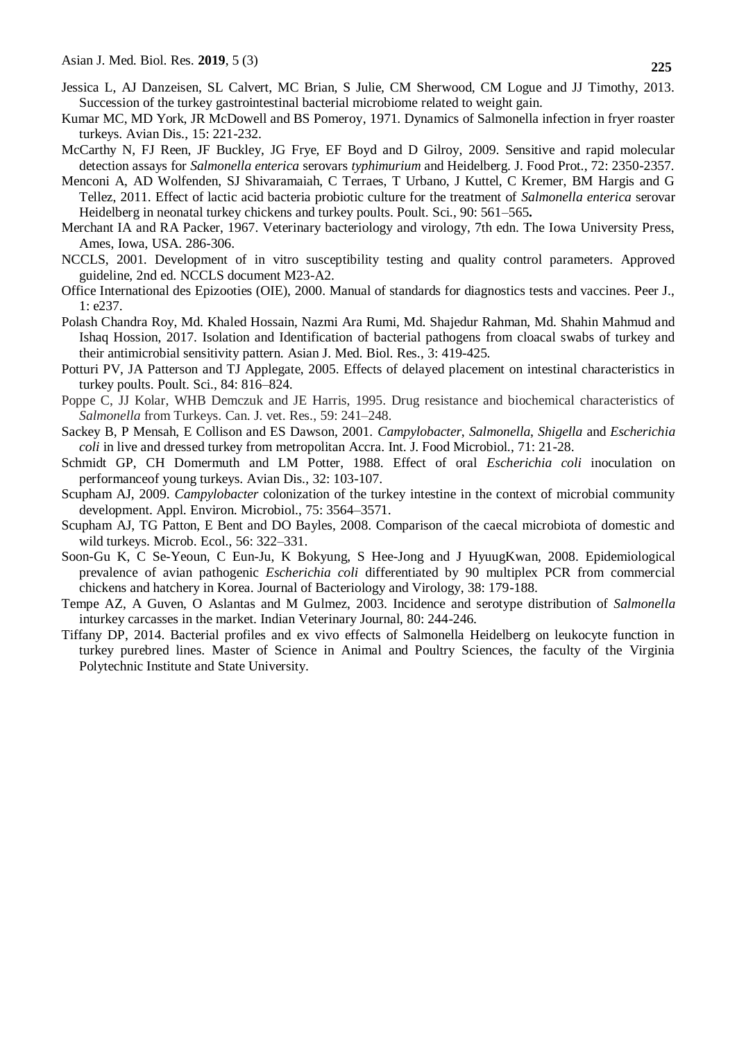Jessica L, AJ Danzeisen, SL Calvert, MC Brian, S Julie, CM Sherwood, CM Logue and JJ Timothy, 2013. Succession of the turkey gastrointestinal bacterial microbiome related to weight gain.

Kumar MC, MD York, JR McDowell and BS Pomeroy, 1971. Dynamics of Salmonella infection in fryer roaster turkeys. Avian Dis., 15: 221-232.

McCarthy N, FJ Reen, JF Buckley, JG Frye, EF Boyd and D Gilroy, 2009. Sensitive and rapid molecular detection assays for *Salmonella enterica* serovars *typhimurium* and Heidelberg. J. Food Prot., 72: 2350-2357.

Menconi A, AD Wolfenden, SJ Shivaramaiah, C Terraes, T Urbano, J Kuttel, C Kremer, BM Hargis and G Tellez, 2011. Effect of lactic acid bacteria probiotic culture for the treatment of *Salmonella enterica* serovar Heidelberg in neonatal turkey chickens and turkey poults. Poult. Sci., 90: 561–565**.**

Merchant IA and RA Packer, 1967. Veterinary bacteriology and virology, 7th edn. The Iowa University Press, Ames, Iowa, USA. 286-306.

NCCLS, 2001. Development of in vitro susceptibility testing and quality control parameters. Approved guideline, 2nd ed. NCCLS document M23-A2.

Office International des Epizooties (OIE), 2000. Manual of standards for diagnostics tests and vaccines. Peer J., 1: e237.

Polash Chandra Roy, Md. Khaled Hossain, Nazmi Ara Rumi, Md. Shajedur Rahman, Md. Shahin Mahmud and Ishaq Hossion, 2017. Isolation and Identification of bacterial pathogens from cloacal swabs of turkey and their antimicrobial sensitivity pattern. Asian J. Med. Biol. Res., 3: 419-425.

Potturi PV, JA Patterson and TJ Applegate, 2005. Effects of delayed placement on intestinal characteristics in turkey poults. Poult. Sci., 84: 816–824.

Poppe C, JJ Kolar, WHB Demczuk and JE Harris, 1995. Drug resistance and biochemical characteristics of *Salmonella* from Turkeys. Can. J. vet. Res., 59: 241–248.

Sackey B, P Mensah, E Collison and ES Dawson, 2001. *Campylobacter*, *Salmonella*, *Shigella* and *Escherichia coli* in live and dressed turkey from metropolitan Accra. Int. J. Food Microbiol., 71: 21-28.

Schmidt GP, CH Domermuth and LM Potter, 1988. Effect of oral *Escherichia coli* inoculation on performanceof young turkeys. Avian Dis., 32: 103-107.

Scupham AJ, 2009. *Campylobacter* colonization of the turkey intestine in the context of microbial community development. Appl. Environ. Microbiol., 75: 3564–3571.

Scupham AJ, TG Patton, E Bent and DO Bayles, 2008. Comparison of the caecal microbiota of domestic and wild turkeys. Microb. Ecol., 56: 322–331.

Soon-Gu K, C Se-Yeoun, C Eun-Ju, K Bokyung, S Hee-Jong and J HyuugKwan, 2008. Epidemiological prevalence of avian pathogenic *Escherichia coli* differentiated by 90 multiplex PCR from commercial chickens and hatchery in Korea. Journal of Bacteriology and Virology, 38: 179-188.

Tempe AZ, A Guven, O Aslantas and M Gulmez, 2003. Incidence and serotype distribution of *Salmonella* inturkey carcasses in the market. Indian Veterinary Journal, 80: 244-246.

Tiffany DP, 2014. Bacterial profiles and ex vivo effects of Salmonella Heidelberg on leukocyte function in turkey purebred lines. Master of Science in Animal and Poultry Sciences, the faculty of the Virginia Polytechnic Institute and State University.